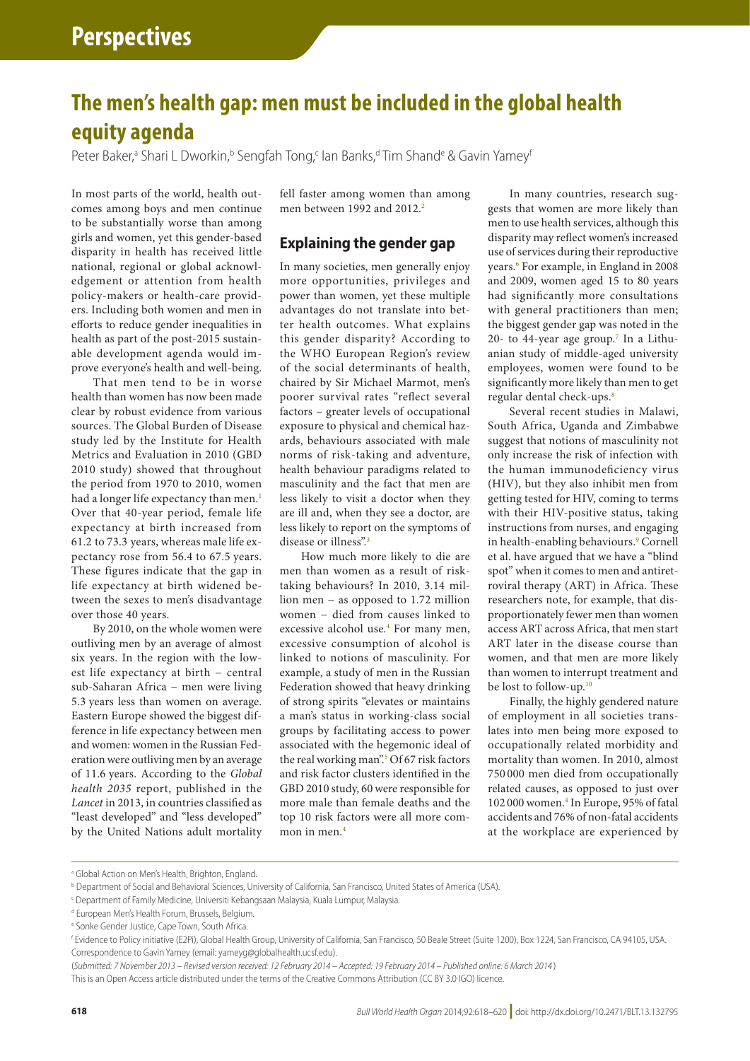# The men's health gap: men must be included in the global health equity agenda

Peter Baker,[a] Shari L Dworkin,[b] Sengfah Tong,[c] Ian Banks,[d] Tim Shand[e] & Gavin Yamey[f]

In most parts of the world, health outcomes among boys and men continue to be substantially worse than among girls and women, yet this gender-based disparity in health has received little national, regional or global acknowledgement or attention from health policy-makers or health-care providers. Including both women and men in efforts to reduce gender inequalities in health as part of the post-2015 sustainable development agenda would improve everyone's health and well-being.

That men tend to be in worse health than women has now been made clear by robust evidence from various sources. The Global Burden of Disease study led by the Institute for Health Metrics and Evaluation in 2010 (GBD 2010 study) showed that throughout the period from 1970 to 2010, women had a longer life expectancy than men.[1] Over that 40-year period, female life expectancy at birth increased from 61.2 to 73.3 years, whereas male life expectancy rose from 56.4 to 67.5 years. These figures indicate that the gap in life expectancy at birth widened between the sexes to men's disadvantage over those 40 years.

By 2010, on the whole women were outliving men by an average of almost six years. In the region with the lowest life expectancy at birth – central sub-Saharan Africa – men were living 5.3 years less than women on average. Eastern Europe showed the biggest difference in life expectancy between men and women: women in the Russian Federation were outliving men by an average of 11.6 years. According to the *Global health 2035* report, published in the *Lancet* in 2013, in countries classified as "least developed" and "less developed" by the United Nations adult mortality fell faster among women than among men between 1992 and 2012.[2]

## Explaining the gender gap

In many societies, men generally enjoy more opportunities, privileges and power than women, yet these multiple advantages do not translate into better health outcomes. What explains this gender disparity? According to the WHO European Region's review of the social determinants of health, chaired by Sir Michael Marmot, men's poorer survival rates "reflect several factors – greater levels of occupational exposure to physical and chemical hazards, behaviours associated with male norms of risk-taking and adventure, health behaviour paradigms related to masculinity and the fact that men are less likely to visit a doctor when they are ill and, when they see a doctor, are less likely to report on the symptoms of disease or illness".[3]

How much more likely to die are men than women as a result of risk-taking behaviours? In 2010, 3.14 million men – as opposed to 1.72 million women – died from causes linked to excessive alcohol use.[4] For many men, excessive consumption of alcohol is linked to notions of masculinity. For example, a study of men in the Russian Federation showed that heavy drinking of strong spirits "elevates or maintains a man's status in working-class social groups by facilitating access to power associated with the hegemonic ideal of the real working man".[5] Of 67 risk factors and risk factor clusters identified in the GBD 2010 study, 60 were responsible for more male than female deaths and the top 10 risk factors were all more common in men.[4]

In many countries, research suggests that women are more likely than men to use health services, although this disparity may reflect women's increased use of services during their reproductive years.[6] For example, in England in 2008 and 2009, women aged 15 to 80 years had significantly more consultations with general practitioners than men; the biggest gender gap was noted in the 20- to 44-year age group.[7] In a Lithuanian study of middle-aged university employees, women were found to be significantly more likely than men to get regular dental check-ups.[8]

Several recent studies in Malawi, South Africa, Uganda and Zimbabwe suggest that notions of masculinity not only increase the risk of infection with the human immunodeficiency virus (HIV), but they also inhibit men from getting tested for HIV, coming to terms with their HIV-positive status, taking instructions from nurses, and engaging in health-enabling behaviours.[9] Cornell et al. have argued that we have a "blind spot" when it comes to men and antiretroviral therapy (ART) in Africa. These researchers note, for example, that disproportionately fewer men than women access ART across Africa, that men start ART later in the disease course than women, and that men are more likely than women to interrupt treatment and be lost to follow-up.[10]

Finally, the highly gendered nature of employment in all societies translates into men being more exposed to occupationally related morbidity and mortality than women. In 2010, almost 750 000 men died from occupationally related causes, as opposed to just over 102 000 women.[4] In Europe, 95% of fatal accidents and 76% of non-fatal accidents at the workplace are experienced by

---

[a] Global Action on Men's Health, Brighton, England.

[b] Department of Social and Behavioral Sciences, University of California, San Francisco, United States of America (USA).

[c] Department of Family Medicine, Universiti Kebangsaan Malaysia, Kuala Lumpur, Malaysia.

[d] European Men's Health Forum, Brussels, Belgium.

[e] Sonke Gender Justice, Cape Town, South Africa.

[f] Evidence to Policy initiative (E2Pi), Global Health Group, University of California, San Francisco, 50 Beale Street (Suite 1200), Box 1224, San Francisco, CA 94105, USA.
Correspondence to Gavin Yamey (email: yameyg@globalhealth.ucsf.edu).

(*Submitted: 7 November 2013 – Revised version received: 12 February 2014 – Accepted: 19 February 2014 – Published online: 6 March 2014*)

This is an Open Access article distributed under the terms of the Creative Commons Attribution (CC BY 3.0 IGO) licence.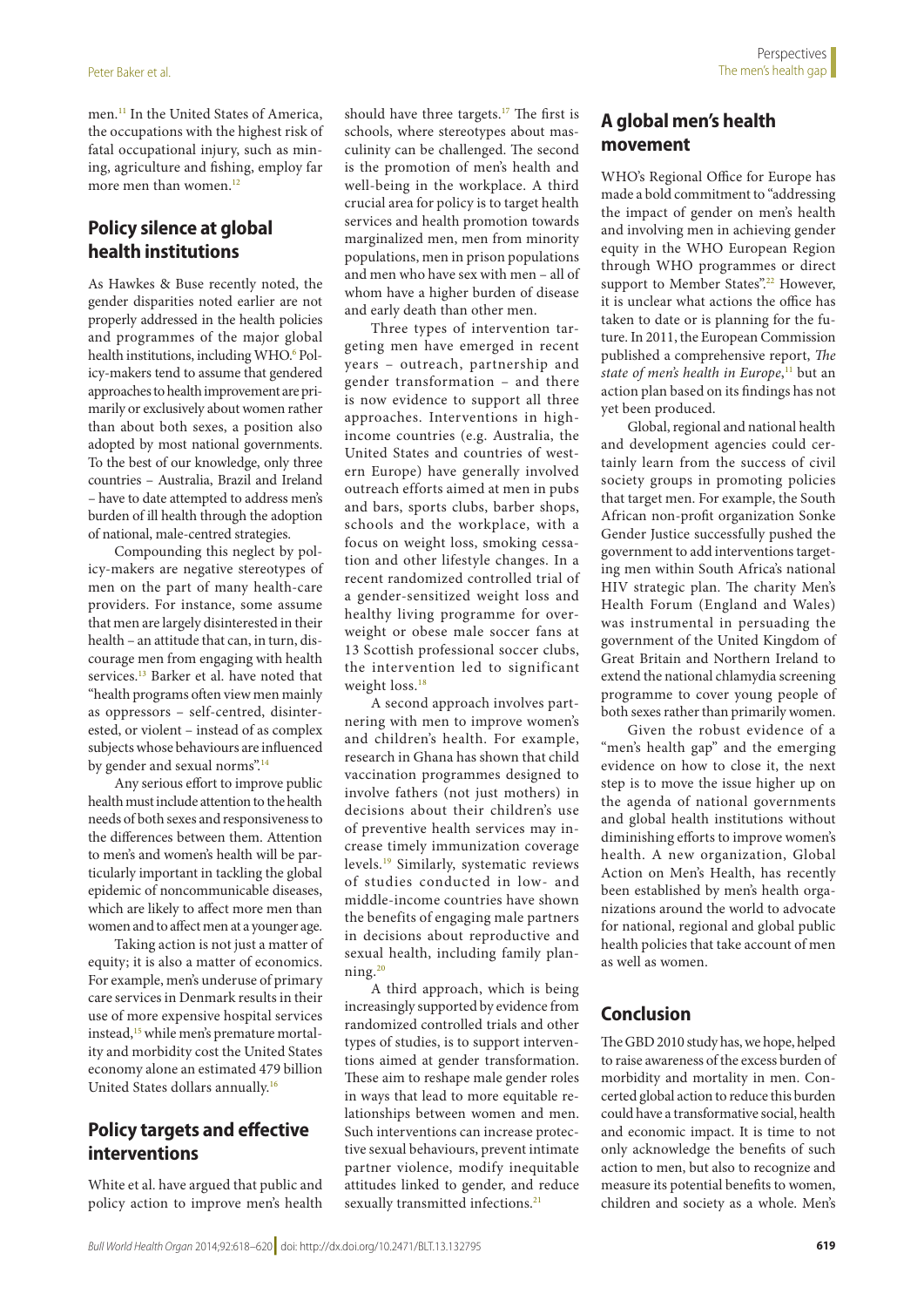men.[11] In the United States of America, the occupations with the highest risk of fatal occupational injury, such as mining, agriculture and fishing, employ far more men than women.[12]

## Policy silence at global health institutions

As Hawkes & Buse recently noted, the gender disparities noted earlier are not properly addressed in the health policies and programmes of the major global health institutions, including WHO.[6] Policy-makers tend to assume that gendered approaches to health improvement are primarily or exclusively about women rather than about both sexes, a position also adopted by most national governments. To the best of our knowledge, only three countries – Australia, Brazil and Ireland – have to date attempted to address men's burden of ill health through the adoption of national, male-centred strategies.

Compounding this neglect by policy-makers are negative stereotypes of men on the part of many health-care providers. For instance, some assume that men are largely disinterested in their health – an attitude that can, in turn, discourage men from engaging with health services.[13] Barker et al. have noted that "health programs often view men mainly as oppressors – self-centred, disinterested, or violent – instead of as complex subjects whose behaviours are influenced by gender and sexual norms".[14]

Any serious effort to improve public health must include attention to the health needs of both sexes and responsiveness to the differences between them. Attention to men's and women's health will be particularly important in tackling the global epidemic of noncommunicable diseases, which are likely to affect more men than women and to affect men at a younger age.

Taking action is not just a matter of equity; it is also a matter of economics. For example, men's underuse of primary care services in Denmark results in their use of more expensive hospital services instead,[15] while men's premature mortality and morbidity cost the United States economy alone an estimated 479 billion United States dollars annually.[16]

## Policy targets and effective interventions

White et al. have argued that public and policy action to improve men's health should have three targets.[17] The first is schools, where stereotypes about masculinity can be challenged. The second is the promotion of men's health and well-being in the workplace. A third crucial area for policy is to target health services and health promotion towards marginalized men, men from minority populations, men in prison populations and men who have sex with men – all of whom have a higher burden of disease and early death than other men.

Three types of intervention targeting men have emerged in recent years – outreach, partnership and gender transformation – and there is now evidence to support all three approaches. Interventions in high-income countries (e.g. Australia, the United States and countries of western Europe) have generally involved outreach efforts aimed at men in pubs and bars, sports clubs, barber shops, schools and the workplace, with a focus on weight loss, smoking cessation and other lifestyle changes. In a recent randomized controlled trial of a gender-sensitized weight loss and healthy living programme for overweight or obese male soccer fans at 13 Scottish professional soccer clubs, the intervention led to significant weight loss.[18]

A second approach involves partnering with men to improve women's and children's health. For example, research in Ghana has shown that child vaccination programmes designed to involve fathers (not just mothers) in decisions about their children's use of preventive health services may increase timely immunization coverage levels.[19] Similarly, systematic reviews of studies conducted in low- and middle-income countries have shown the benefits of engaging male partners in decisions about reproductive and sexual health, including family planning.[20]

A third approach, which is being increasingly supported by evidence from randomized controlled trials and other types of studies, is to support interventions aimed at gender transformation. These aim to reshape male gender roles in ways that lead to more equitable relationships between women and men. Such interventions can increase protective sexual behaviours, prevent intimate partner violence, modify inequitable attitudes linked to gender, and reduce sexually transmitted infections.[21]

## A global men's health movement

WHO's Regional Office for Europe has made a bold commitment to "addressing the impact of gender on men's health and involving men in achieving gender equity in the WHO European Region through WHO programmes or direct support to Member States".[22] However, it is unclear what actions the office has taken to date or is planning for the future. In 2011, the European Commission published a comprehensive report, *The state of men's health in Europe*,[11] but an action plan based on its findings has not yet been produced.

Global, regional and national health and development agencies could certainly learn from the success of civil society groups in promoting policies that target men. For example, the South African non-profit organization Sonke Gender Justice successfully pushed the government to add interventions targeting men within South Africa's national HIV strategic plan. The charity Men's Health Forum (England and Wales) was instrumental in persuading the government of the United Kingdom of Great Britain and Northern Ireland to extend the national chlamydia screening programme to cover young people of both sexes rather than primarily women.

Given the robust evidence of a "men's health gap" and the emerging evidence on how to close it, the next step is to move the issue higher up on the agenda of national governments and global health institutions without diminishing efforts to improve women's health. A new organization, Global Action on Men's Health, has recently been established by men's health organizations around the world to advocate for national, regional and global public health policies that take account of men as well as women.

## Conclusion

The GBD 2010 study has, we hope, helped to raise awareness of the excess burden of morbidity and mortality in men. Concerted global action to reduce this burden could have a transformative social, health and economic impact. It is time to not only acknowledge the benefits of such action to men, but also to recognize and measure its potential benefits to women, children and society as a whole. Men's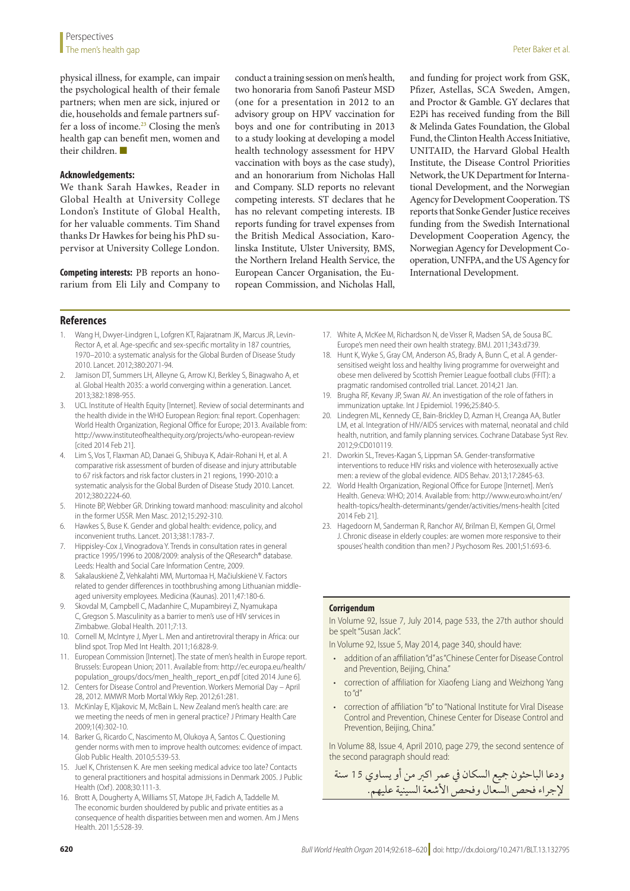physical illness, for example, can impair the psychological health of their female partners; when men are sick, injured or die, households and female partners suffer a loss of income.[23] Closing the men's health gap can benefit men, women and their children. ■

**Acknowledgements:**

We thank Sarah Hawkes, Reader in Global Health at University College London's Institute of Global Health, for her valuable comments. Tim Shand thanks Dr Hawkes for being his PhD supervisor at University College London.

**Competing interests:** PB reports an honorarium from Eli Lily and Company to conduct a training session on men's health, two honoraria from Sanofi Pasteur MSD (one for a presentation in 2012 to an advisory group on HPV vaccination for boys and one for contributing in 2013 to a study looking at developing a model health technology assessment for HPV vaccination with boys as the case study), and an honorarium from Nicholas Hall and Company. SLD reports no relevant competing interests. ST declares that he has no relevant competing interests. IB reports funding for travel expenses from the British Medical Association, Karolinska Institute, Ulster University, BMS, the Northern Ireland Health Service, the European Cancer Organisation, the European Commission, and Nicholas Hall, and funding for project work from GSK, Pfizer, Astellas, SCA Sweden, Amgen, and Proctor & Gamble. GY declares that E2Pi has received funding from the Bill & Melinda Gates Foundation, the Global Fund, the Clinton Health Access Initiative, UNITAID, the Harvard Global Health Institute, the Disease Control Priorities Network, the UK Department for International Development, and the Norwegian Agency for Development Cooperation. TS reports that Sonke Gender Justice receives funding from the Swedish International Development Cooperation Agency, the Norwegian Agency for Development Cooperation, UNFPA, and the US Agency for International Development.

## References

1. Wang H, Dwyer-Lindgren L, Lofgren KT, Rajaratnam JK, Marcus JR, Levin-Rector A, et al. Age-specific and sex-specific mortality in 187 countries, 1970–2010: a systematic analysis for the Global Burden of Disease Study 2010. Lancet. 2012;380:2071-94.
2. Jamison DT, Summers LH, Alleyne G, Arrow KJ, Berkley S, Binagwaho A, et al. Global Health 2035: a world converging within a generation. Lancet. 2013;382:1898-955.
3. UCL Institute of Health Equity [Internet]. Review of social determinants and the health divide in the WHO European Region: final report. Copenhagen: World Health Organization, Regional Office for Europe; 2013. Available from: http://www.instituteofhealthequity.org/projects/who-european-review [cited 2014 Feb 21].
4. Lim S, Vos T, Flaxman AD, Danaei G, Shibuya K, Adair-Rohani H, et al. A comparative risk assessment of burden of disease and injury attributable to 67 risk factors and risk factor clusters in 21 regions, 1990-2010: a systematic analysis for the Global Burden of Disease Study 2010. Lancet. 2012;380:2224-60.
5. Hinote BP, Webber GR. Drinking toward manhood: masculinity and alcohol in the former USSR. Men Masc. 2012;15:292-310.
6. Hawkes S, Buse K. Gender and global health: evidence, policy, and inconvenient truths. Lancet. 2013;381:1783-7.
7. Hippisley-Cox J, Vinogradova Y. Trends in consultation rates in general practice 1995/1996 to 2008/2009: analysis of the QResearch® database. Leeds: Health and Social Care Information Centre, 2009.
8. Sakalauskienė Ž, Vehkalahti MM, Murtomaa H, Mačiulskienė V. Factors related to gender differences in toothbrushing among Lithuanian middle-aged university employees. Medicina (Kaunas). 2011;47:180-6.
9. Skovdal M, Campbell C, Madanhire C, Mupambireyi Z, Nyamukapa C, Gregson S. Masculinity as a barrier to men's use of HIV services in Zimbabwe. Global Health. 2011;7:13.
10. Cornell M, McIntyre J, Myer L. Men and antiretroviral therapy in Africa: our blind spot. Trop Med Int Health. 2011;16:828-9.
11. European Commission [Internet]. The state of men's health in Europe report. Brussels: European Union; 2011. Available from: http://ec.europa.eu/health/population_groups/docs/men_health_report_en.pdf [cited 2014 June 6].
12. Centers for Disease Control and Prevention. Workers Memorial Day – April 28, 2012. MMWR Morb Mortal Wkly Rep. 2012;61:281.
13. McKinlay E, Kljakovic M, McBain L. New Zealand men's health care: are we meeting the needs of men in general practice? J Primary Health Care 2009;1(4):302-10.
14. Barker G, Ricardo C, Nascimento M, Olukoya A, Santos C. Questioning gender norms with men to improve health outcomes: evidence of impact. Glob Public Health. 2010;5:539-53.
15. Juel K, Christensen K. Are men seeking medical advice too late? Contacts to general practitioners and hospital admissions in Denmark 2005. J Public Health (Oxf). 2008;30:111-3.
16. Brott A, Dougherty A, Williams ST, Matope JH, Fadich A, Taddelle M. The economic burden shouldered by public and private entities as a consequence of health disparities between men and women. Am J Mens Health. 2011;5:528-39.
17. White A, McKee M, Richardson N, de Visser R, Madsen SA, de Sousa BC. Europe's men need their own health strategy. BMJ. 2011;343:d739.
18. Hunt K, Wyke S, Gray CM, Anderson AS, Brady A, Bunn C, et al. A gender-sensitised weight loss and healthy living programme for overweight and obese men delivered by Scottish Premier League football clubs (FFIT): a pragmatic randomised controlled trial. Lancet. 2014;21 Jan.
19. Brugha RF, Kevany JP, Swan AV. An investigation of the role of fathers in immunization uptake. Int J Epidemiol. 1996;25:840-5.
20. Lindegren ML, Kennedy CE, Bain-Brickley D, Azman H, Creanga AA, Butler LM, et al. Integration of HIV/AIDS services with maternal, neonatal and child health, nutrition, and family planning services. Cochrane Database Syst Rev. 2012;9:CD010119.
21. Dworkin SL, Treves-Kagan S, Lippman SA. Gender-transformative interventions to reduce HIV risks and violence with heterosexually active men: a review of the global evidence. AIDS Behav. 2013;17:2845-63.
22. World Health Organization, Regional Office for Europe [Internet]. Men's Health. Geneva: WHO; 2014. Available from: http://www.euro.who.int/en/health-topics/health-determinants/gender/activities/mens-health [cited 2014 Feb 21].
23. Hagedoorn M, Sanderman R, Ranchor AV, Brilman EI, Kempen GI, Ormel J. Chronic disease in elderly couples: are women more responsive to their spouses' health condition than men? J Psychosom Res. 2001;51:693-6.

**Corrigendum**

In Volume 92, Issue 7, July 2014, page 533, the 27th author should be spelt "Susan Jack".

In Volume 92, Issue 5, May 2014, page 340, should have:

- addition of an affiliation "d" as "Chinese Center for Disease Control and Prevention, Beijing, China."
- correction of affiliation for Xiaofeng Liang and Weizhong Yang to "d"
- correction of affiliation "b" to "National Institute for Viral Disease Control and Prevention, Chinese Center for Disease Control and Prevention, Beijing, China."

In Volume 88, Issue 4, April 2010, page 279, the second sentence of the second paragraph should read:

ودعا الباحثون جميع السكان في عمر اكبر من أو يساوي 15 سنة لإجراء فحص السعال وفحص الأشعة السينية عليهم.